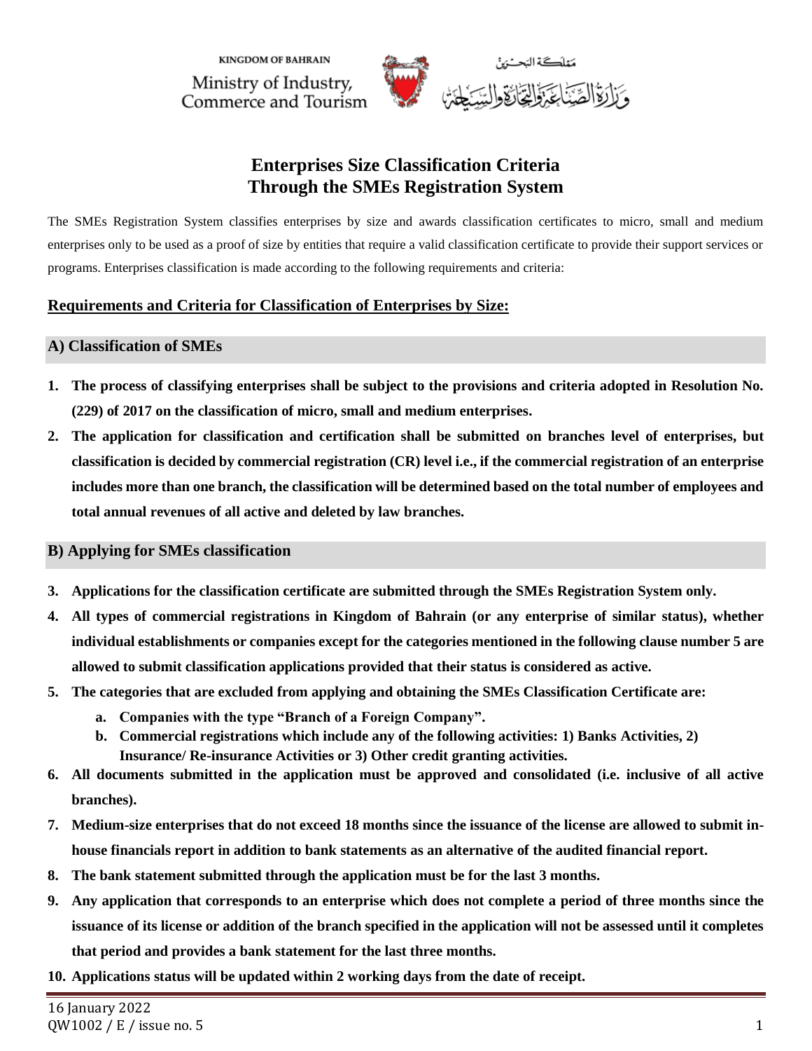KINGDOM OF BAHRAIN
Ministry of Industry, Commerce and Tourism

مملكة البحرين
وزارة الصناعة والتجارة والسياحة

# Enterprises Size Classification Criteria Through the SMEs Registration System

The SMEs Registration System classifies enterprises by size and awards classification certificates to micro, small and medium enterprises only to be used as a proof of size by entities that require a valid classification certificate to provide their support services or programs. Enterprises classification is made according to the following requirements and criteria:

## Requirements and Criteria for Classification of Enterprises by Size:

### A) Classification of SMEs

1. **The process of classifying enterprises shall be subject to the provisions and criteria adopted in Resolution No. (229) of 2017 on the classification of micro, small and medium enterprises.**
2. **The application for classification and certification shall be submitted on branches level of enterprises, but classification is decided by commercial registration (CR) level i.e., if the commercial registration of an enterprise includes more than one branch, the classification will be determined based on the total number of employees and total annual revenues of all active and deleted by law branches.**

### B) Applying for SMEs classification

3. **Applications for the classification certificate are submitted through the SMEs Registration System only.**
4. **All types of commercial registrations in Kingdom of Bahrain (or any enterprise of similar status), whether individual establishments or companies except for the categories mentioned in the following clause number 5 are allowed to submit classification applications provided that their status is considered as active.**
5. **The categories that are excluded from applying and obtaining the SMEs Classification Certificate are:**
   a. **Companies with the type "Branch of a Foreign Company".**
   b. **Commercial registrations which include any of the following activities: 1) Banks Activities, 2) Insurance/ Re-insurance Activities or 3) Other credit granting activities.**
6. **All documents submitted in the application must be approved and consolidated (i.e. inclusive of all active branches).**
7. **Medium-size enterprises that do not exceed 18 months since the issuance of the license are allowed to submit in-house financials report in addition to bank statements as an alternative of the audited financial report.**
8. **The bank statement submitted through the application must be for the last 3 months.**
9. **Any application that corresponds to an enterprise which does not complete a period of three months since the issuance of its license or addition of the branch specified in the application will not be assessed until it completes that period and provides a bank statement for the last three months.**
10. **Applications status will be updated within 2 working days from the date of receipt.**

16 January 2022
QW1002 / E / issue no. 5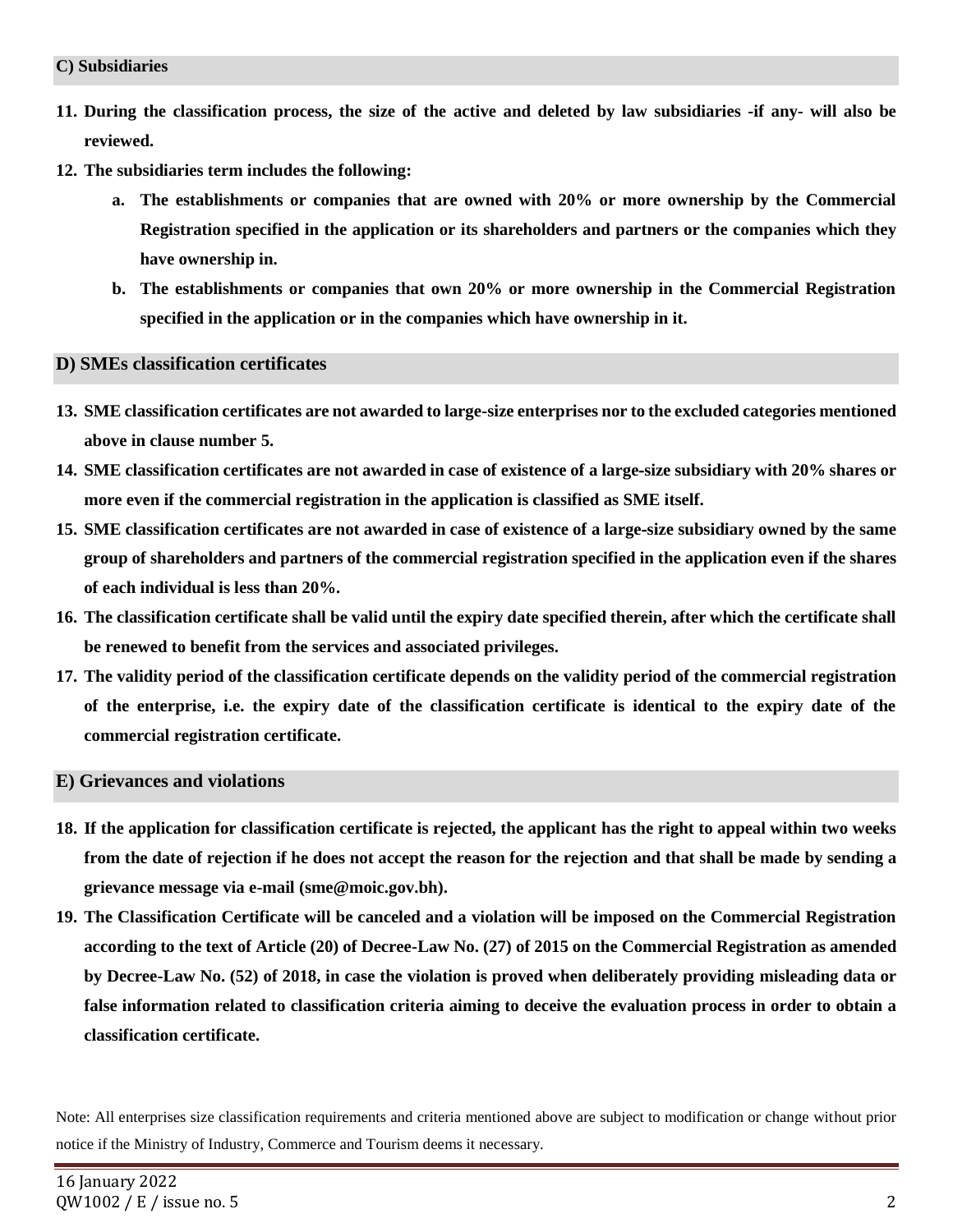## C) Subsidiaries

11. **During the classification process, the size of the active and deleted by law subsidiaries -if any- will also be reviewed.**
12. **The subsidiaries term includes the following:**
    a. **The establishments or companies that are owned with 20% or more ownership by the Commercial Registration specified in the application or its shareholders and partners or the companies which they have ownership in.**
    b. **The establishments or companies that own 20% or more ownership in the Commercial Registration specified in the application or in the companies which have ownership in it.**

## D) SMEs classification certificates

13. **SME classification certificates are not awarded to large-size enterprises nor to the excluded categories mentioned above in clause number 5.**
14. **SME classification certificates are not awarded in case of existence of a large-size subsidiary with 20% shares or more even if the commercial registration in the application is classified as SME itself.**
15. **SME classification certificates are not awarded in case of existence of a large-size subsidiary owned by the same group of shareholders and partners of the commercial registration specified in the application even if the shares of each individual is less than 20%.**
16. **The classification certificate shall be valid until the expiry date specified therein, after which the certificate shall be renewed to benefit from the services and associated privileges.**
17. **The validity period of the classification certificate depends on the validity period of the commercial registration of the enterprise, i.e. the expiry date of the classification certificate is identical to the expiry date of the commercial registration certificate.**

## E) Grievances and violations

18. **If the application for classification certificate is rejected, the applicant has the right to appeal within two weeks from the date of rejection if he does not accept the reason for the rejection and that shall be made by sending a grievance message via e-mail (sme@moic.gov.bh).**
19. **The Classification Certificate will be canceled and a violation will be imposed on the Commercial Registration according to the text of Article (20) of Decree-Law No. (27) of 2015 on the Commercial Registration as amended by Decree-Law No. (52) of 2018, in case the violation is proved when deliberately providing misleading data or false information related to classification criteria aiming to deceive the evaluation process in order to obtain a classification certificate.**

Note: All enterprises size classification requirements and criteria mentioned above are subject to modification or change without prior notice if the Ministry of Industry, Commerce and Tourism deems it necessary.

16 January 2022
QW1002 / E / issue no. 5